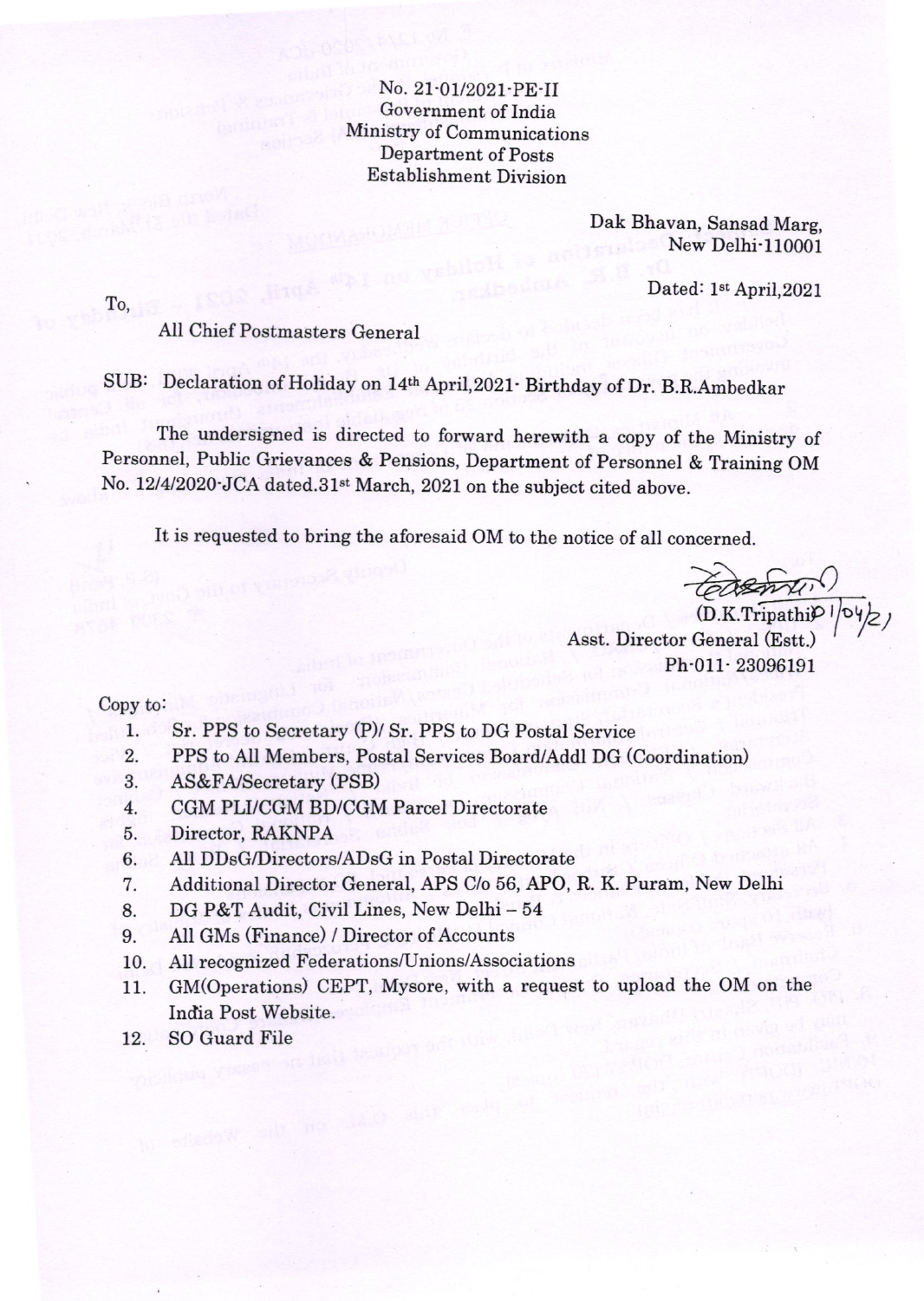No. 21-01/2021-PE-II
Government of India
Ministry of Communications
Department of Posts
Establishment Division

Dak Bhavan, Sansad Marg,
New Delhi-110001

Dated: 1st April,2021

To,

All Chief Postmasters General

SUB: Declaration of Holiday on 14th April,2021- Birthday of Dr. B.R.Ambedkar

The undersigned is directed to forward herewith a copy of the Ministry of Personnel, Public Grievances & Pensions, Department of Personnel & Training OM No. 12/4/2020-JCA dated.31st March, 2021 on the subject cited above.

It is requested to bring the aforesaid OM to the notice of all concerned.

(D.K.Tripathi) 1/04/21
Asst. Director General (Est.)
Ph-011- 23096191

Copy to:

1. Sr. PPS to Secretary (P)/ Sr. PPS to DG Postal Service
2. PPS to All Members, Postal Services Board/Addl DG (Coordination)
3. AS&FA/Secretary (PSB)
4. CGM PLI/CGM BD/CGM Parcel Directorate
5. Director, RAKNPA
6. All DDsG/Directors/ADsG in Postal Directorate
7. Additional Director General, APS C/o 56, APO, R. K. Puram, New Delhi
8. DG P&T Audit, Civil Lines, New Delhi – 54
9. All GMs (Finance) / Director of Accounts
10. All recognized Federations/Unions/Associations
11. GM(Operations) CEPT, Mysore, with a request to upload the OM on the India Post Website.
12. SO Guard File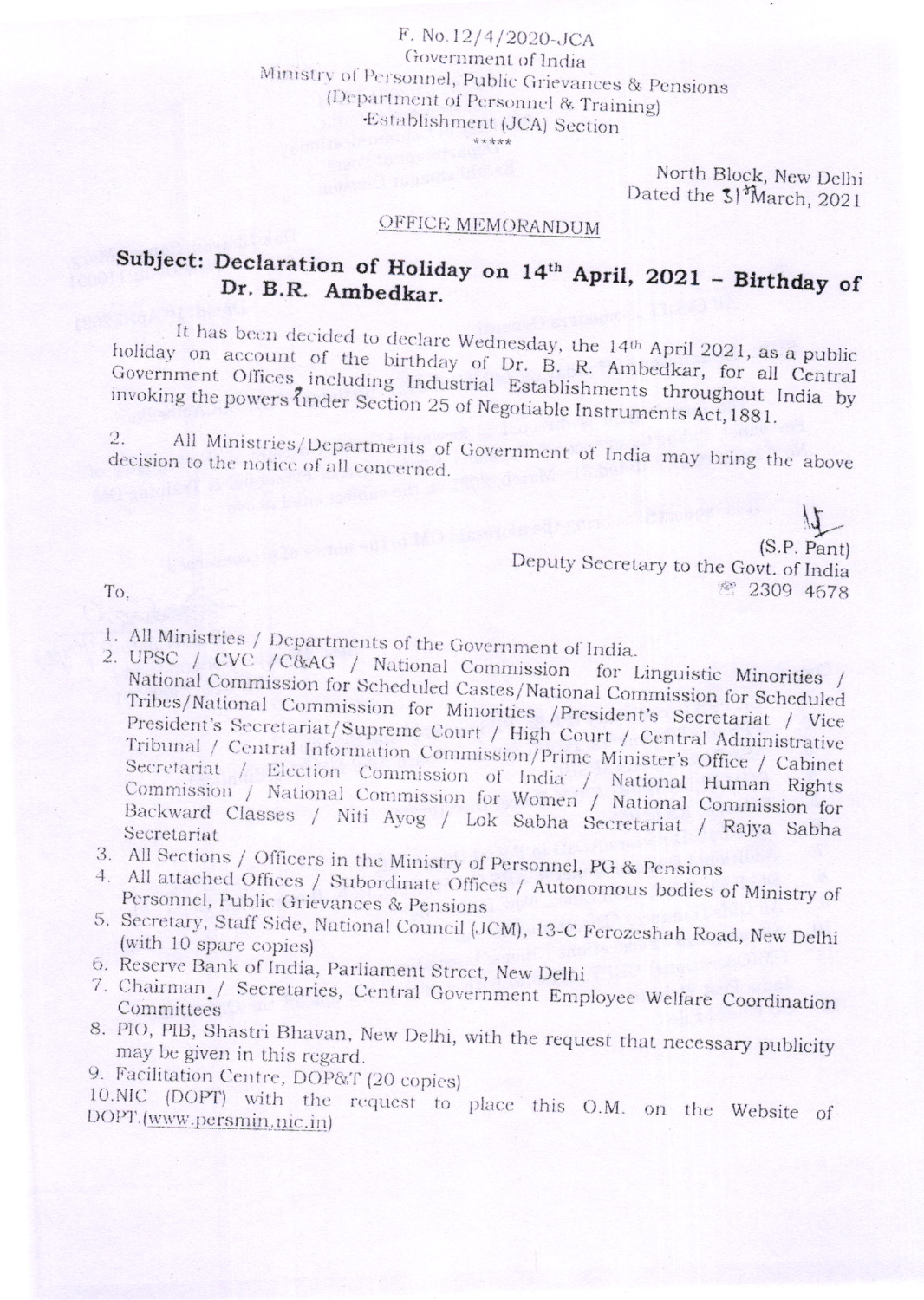F. No.12/4/2020-JCA
Government of India
Ministry of Personnel, Public Grievances & Pensions
(Department of Personnel & Training)
Establishment (JCA) Section

\*\*\*\*\*

North Block, New Delhi
Dated the 31st March, 2021

## OFFICE MEMORANDUM

**Subject: Declaration of Holiday on 14th April, 2021 – Birthday of Dr. B.R. Ambedkar.**

It has been decided to declare Wednesday, the 14th April 2021, as a public holiday on account of the birthday of Dr. B. R. Ambedkar, for all Central Government Offices including Industrial Establishments throughout India by invoking the powers under Section 25 of Negotiable Instruments Act,1881.

2. All Ministries/Departments of Government of India may bring the above decision to the notice of all concerned.

(S.P. Pant)
Deputy Secretary to the Govt. of India
☏ 2309 4678

To,

1. All Ministries / Departments of the Government of India.
2. UPSC / CVC /C&AG / National Commission for Linguistic Minorities / National Commission for Scheduled Castes/National Commission for Scheduled Tribes/National Commission for Minorities /President's Secretariat / Vice President's Secretariat/Supreme Court / High Court / Central Administrative Tribunal / Central Information Commission/Prime Minister's Office / Cabinet Secretariat / Election Commission of India / National Human Rights Commission / National Commission for Women / National Commission for Backward Classes / Niti Ayog / Lok Sabha Secretariat / Rajya Sabha Secretariat
3. All Sections / Officers in the Ministry of Personnel, PG & Pensions
4. All attached Offices / Subordinate Offices / Autonomous bodies of Ministry of Personnel, Public Grievances & Pensions
5. Secretary, Staff Side, National Council (JCM), 13-C Ferozeshah Road, New Delhi (with 10 spare copies)
6. Reserve Bank of India, Parliament Street, New Delhi
7. Chairman / Secretaries, Central Government Employee Welfare Coordination Committees
8. PIO, PIB, Shastri Bhavan, New Delhi, with the request that necessary publicity may be given in this regard.
9. Facilitation Centre, DOP&T (20 copies)
10. NIC (DOPT) with the request to place this O.M. on the Website of DOPT.(www.persmin.nic.in)